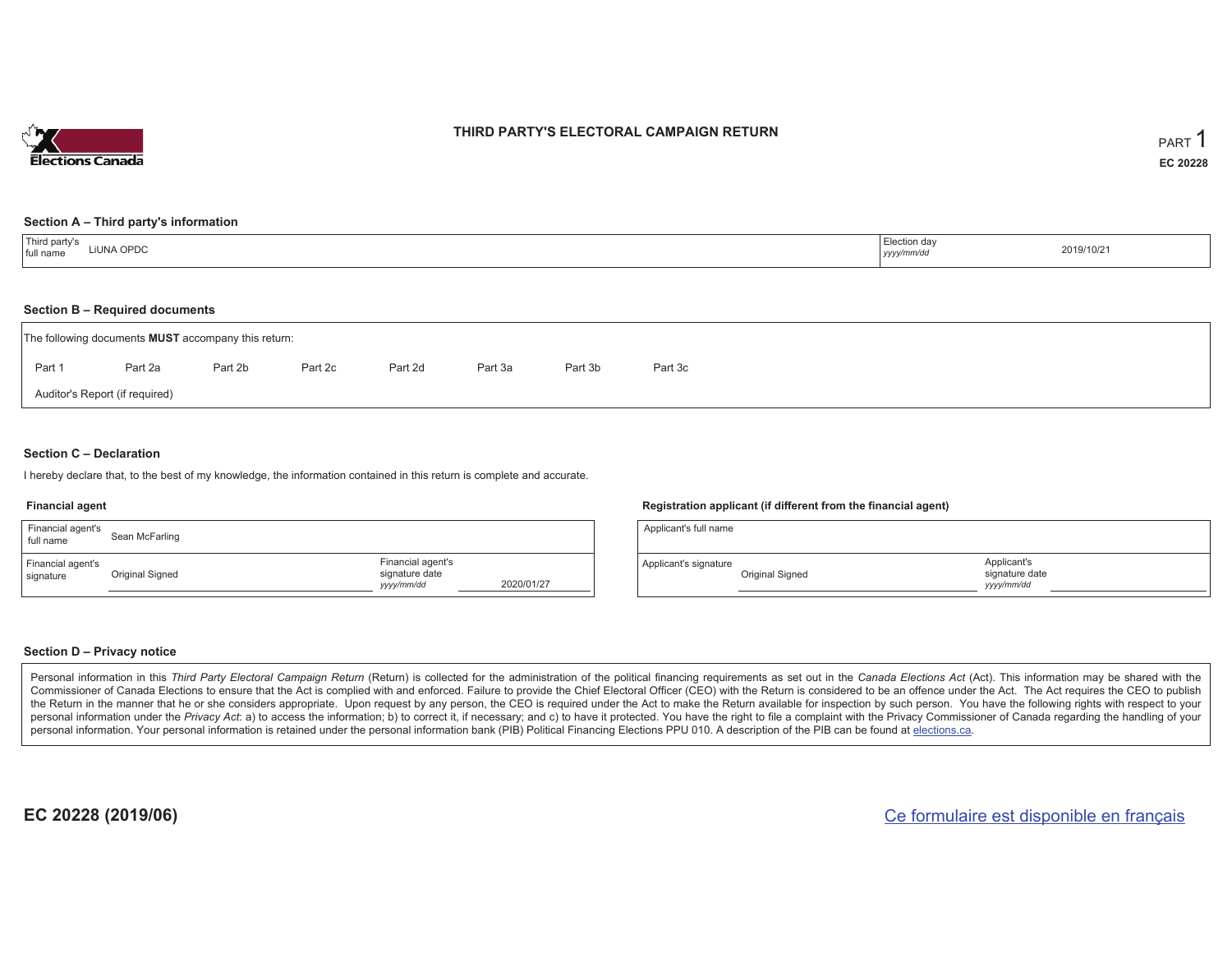# THIRD PARTY'S ELECTORAL CAMPAIGN RETURN

PART 1

**EC 20228**

## Section A – Third party's information

| Third party's full name | LiUNA OPDC | Election day *yyyy/mm/dd* | 2019/10/21 |
|---|---|---|---|

## Section B – Required documents

The following documents **MUST** accompany this return:

Part 1 Part 2a Part 2b Part 2c Part 2d Part 3a Part 3b Part 3c

Auditor's Report (if required)

## Section C – Declaration

I hereby declare that, to the best of my knowledge, the information contained in this return is complete and accurate.

### Financial agent

| Financial agent's full name | Sean McFarling | | |
|---|---|---|---|
| Financial agent's signature | Original Signed | Financial agent's signature date *yyyy/mm/dd* | 2020/01/27 |

### Registration applicant (if different from the financial agent)

| Applicant's full name | | | |
|---|---|---|---|
| Applicant's signature | Original Signed | Applicant's signature date *yyyy/mm/dd* | |

## Section D – Privacy notice

Personal information in this *Third Party Electoral Campaign Return* (Return) is collected for the administration of the political financing requirements as set out in the *Canada Elections Act* (Act). This information may be shared with the Commissioner of Canada Elections to ensure that the Act is complied with and enforced. Failure to provide the Chief Electoral Officer (CEO) with the Return is considered to be an offence under the Act. The Act requires the CEO to publish the Return in the manner that he or she considers appropriate. Upon request by any person, the CEO is required under the Act to make the Return available for inspection by such person. You have the following rights with respect to your personal information under the *Privacy Act*: a) to access the information; b) to correct it, if necessary; and c) to have it protected. You have the right to file a complaint with the Privacy Commissioner of Canada regarding the handling of your personal information. Your personal information is retained under the personal information bank (PIB) Political Financing Elections PPU 010. A description of the PIB can be found at elections.ca.

**EC 20228 (2019/06)**

Ce formulaire est disponible en français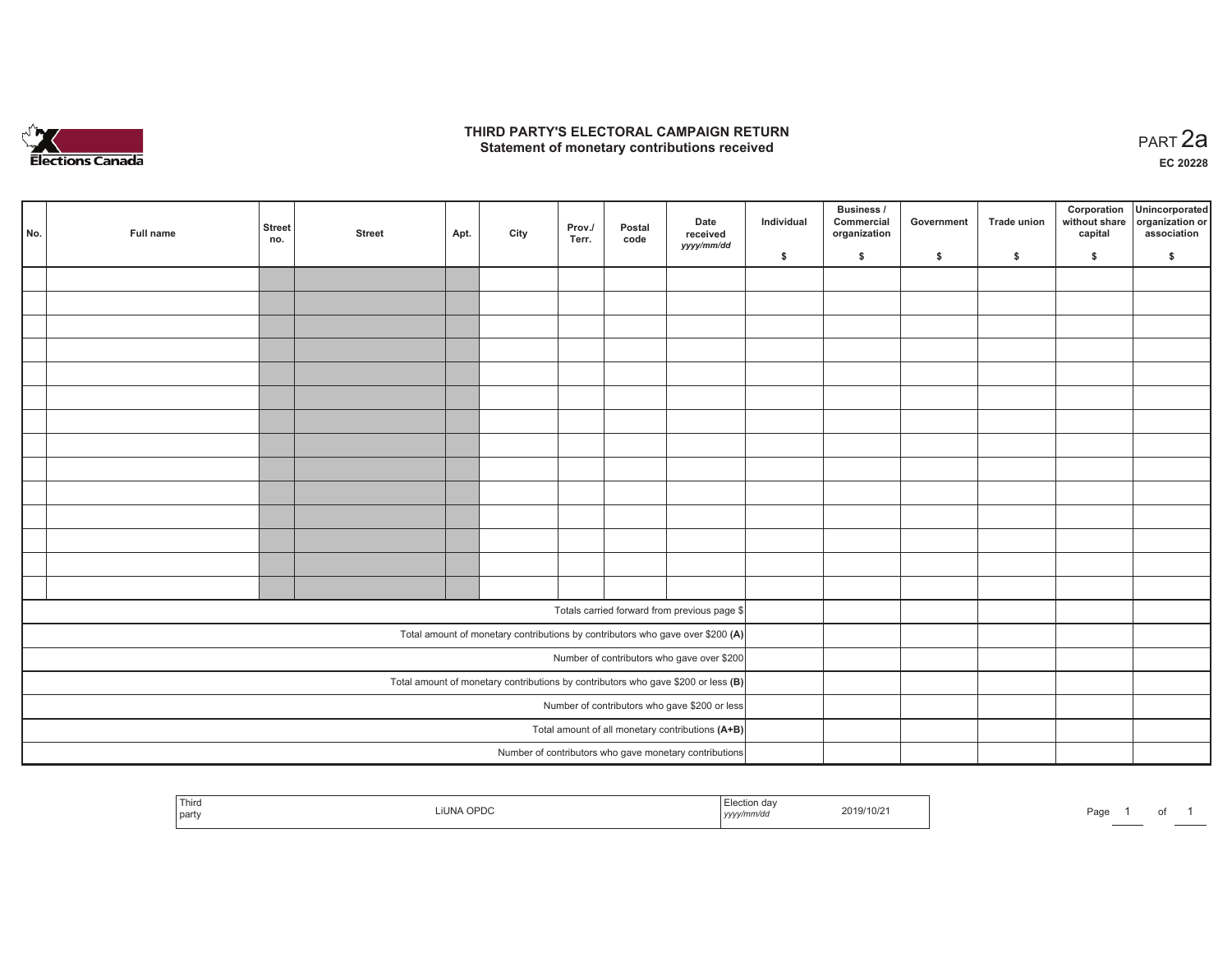# THIRD PARTY'S ELECTORAL CAMPAIGN RETURN
## Statement of monetary contributions received

PART 2a

EC 20228

| No. | Full name | Street no. | Street | Apt. | City | Prov./ Terr. | Postal code | Date received yyyy/mm/dd | Individual $ | Business / Commercial organization $ | Government $ | Trade union $ | Corporation without share capital $ | Unincorporated organization or association $ |
|---|---|---|---|---|---|---|---|---|---|---|---|---|---|---|
| | | | | | | | | | | | | | | |
| | | | | | | | | | | | | | | |
| | | | | | | | | | | | | | | |
| | | | | | | | | | | | | | | |
| | | | | | | | | | | | | | | |
| | | | | | | | | | | | | | | |
| | | | | | | | | | | | | | | |
| | | | | | | | | | | | | | | |
| | | | | | | | | | | | | | | |
| | | | | | | | | | | | | | | |
| | | | | | | | | | | | | | | |
| | | | | | | | | | | | | | | |
| | | | | | | | | | | | | | | |
| | | | | | | | | | | | | | | |
| Totals carried forward from previous page $ | | | | | | | | | | | | | | |
| Total amount of monetary contributions by contributors who gave over $200 **(A)** | | | | | | | | | | | | | | |
| Number of contributors who gave over $200 | | | | | | | | | | | | | | |
| Total amount of monetary contributions by contributors who gave $200 or less **(B)** | | | | | | | | | | | | | | |
| Number of contributors who gave $200 or less | | | | | | | | | | | | | | |
| Total amount of all monetary contributions **(A+B)** | | | | | | | | | | | | | | |
| Number of contributors who gave monetary contributions | | | | | | | | | | | | | | |

| Third party | LiUNA OPDC | Election day yyyy/mm/dd | 2019/10/21 |
|---|---|---|---|

Page 1 of 1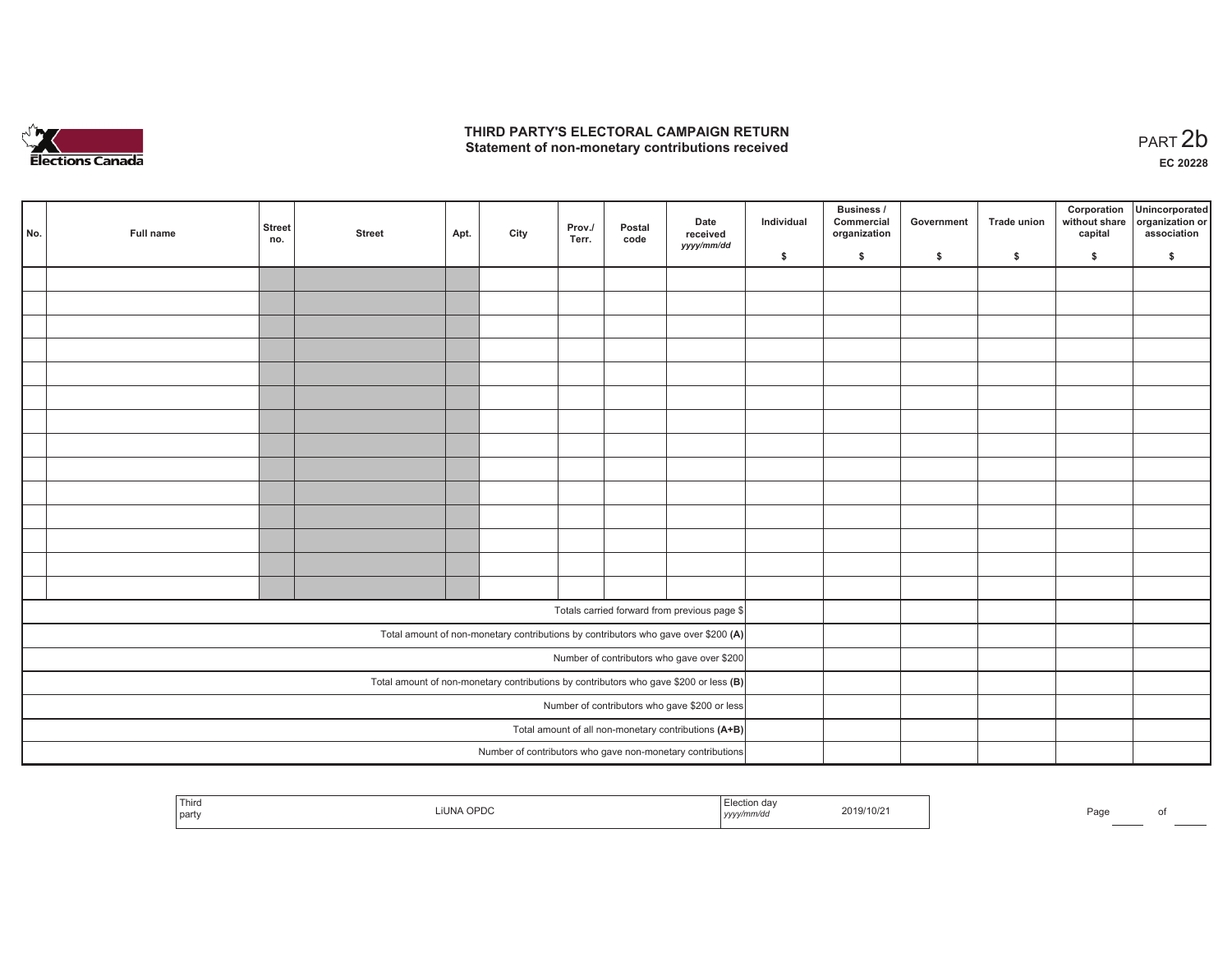# THIRD PARTY'S ELECTORAL CAMPAIGN RETURN
## Statement of non-monetary contributions received

PART 2b

**EC 20228**

| No. | Full name | Street no. | Street | Apt. | City | Prov./ Terr. | Postal code | Date received yyyy/mm/dd | Individual $ | Business / Commercial organization $ | Government $ | Trade union $ | Corporation without share capital $ | Unincorporated organization or association $ |
|---|---|---|---|---|---|---|---|---|---|---|---|---|---|---|
| | | | | | | | | | | | | | | |
| | | | | | | | | | | | | | | |
| | | | | | | | | | | | | | | |
| | | | | | | | | | | | | | | |
| | | | | | | | | | | | | | | |
| | | | | | | | | | | | | | | |
| | | | | | | | | | | | | | | |
| | | | | | | | | | | | | | | |
| | | | | | | | | | | | | | | |
| | | | | | | | | | | | | | | |
| | | | | | | | | | | | | | | |
| | | | | | | | | | | | | | | |
| | | | | | | | | | | | | | | |
| | | | | | | | | | | | | | | |
| Totals carried forward from previous page $ | | | | | | | | | | | | | | |
| Total amount of non-monetary contributions by contributors who gave over $200 **(A)** | | | | | | | | | | | | | | |
| Number of contributors who gave over $200 | | | | | | | | | | | | | | |
| Total amount of non-monetary contributions by contributors who gave $200 or less **(B)** | | | | | | | | | | | | | | |
| Number of contributors who gave $200 or less | | | | | | | | | | | | | | |
| Total amount of all non-monetary contributions **(A+B)** | | | | | | | | | | | | | | |
| Number of contributors who gave non-monetary contributions | | | | | | | | | | | | | | |

| Third party | LiUNA OPDC | Election day yyyy/mm/dd | 2019/10/21 |
|---|---|---|---|

Page ____ of ____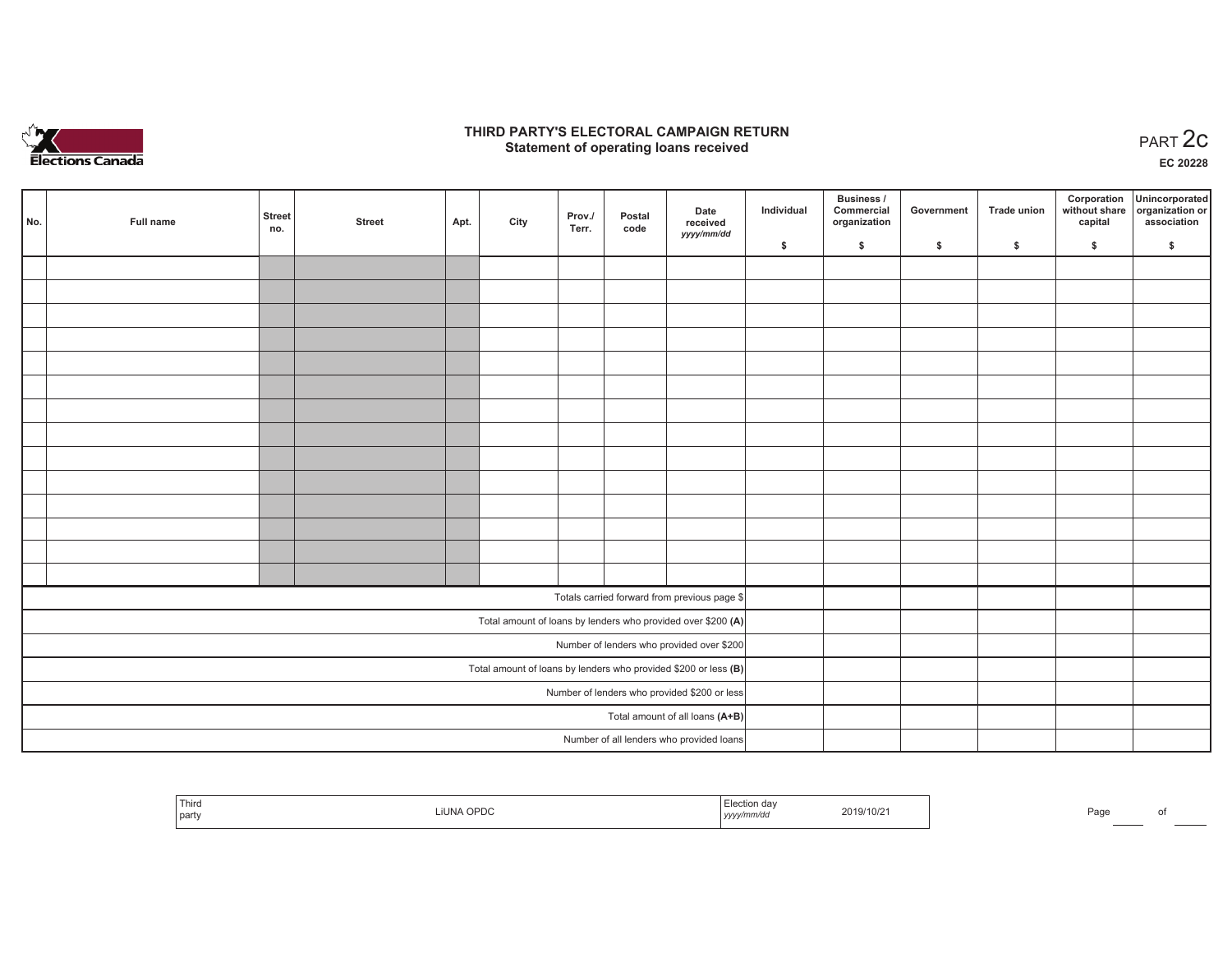# THIRD PARTY'S ELECTORAL CAMPAIGN RETURN
## Statement of operating loans received

PART 2c

EC 20228

| No. | Full name | Street no. | Street | Apt. | City | Prov./ Terr. | Postal code | Date received *yyyy/mm/dd* | Individual $ | Business / Commercial organization $ | Government $ | Trade union $ | Corporation without share capital $ | Unincorporated organization or association $ |
|---|---|---|---|---|---|---|---|---|---|---|---|---|---|---|
| | | | | | | | | | | | | | | |
| | | | | | | | | | | | | | | |
| | | | | | | | | | | | | | | |
| | | | | | | | | | | | | | | |
| | | | | | | | | | | | | | | |
| | | | | | | | | | | | | | | |
| | | | | | | | | | | | | | | |
| | | | | | | | | | | | | | | |
| | | | | | | | | | | | | | | |
| | | | | | | | | | | | | | | |
| | | | | | | | | | | | | | | |
| | | | | | | | | | | | | | | |
| | | | | | | | | | | | | | | |
| | | | | | | | | | | | | | | |
| Totals carried forward from previous page $ | | | | | | | | | | | | | | |
| Total amount of loans by lenders who provided over $200 **(A)** | | | | | | | | | | | | | | |
| Number of lenders who provided over $200 | | | | | | | | | | | | | | |
| Total amount of loans by lenders who provided $200 or less **(B)** | | | | | | | | | | | | | | |
| Number of lenders who provided $200 or less | | | | | | | | | | | | | | |
| Total amount of all loans **(A+B)** | | | | | | | | | | | | | | |
| Number of all lenders who provided loans | | | | | | | | | | | | | | |

| Third party | LiUNA OPDC | Election day *yyyy/mm/dd* | 2019/10/21 |
|---|---|---|---|

Page ____ of ____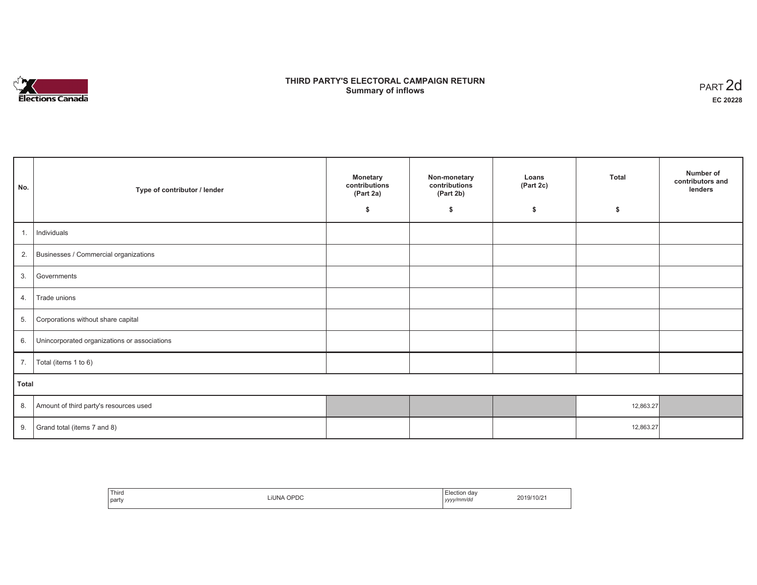# THIRD PARTY'S ELECTORAL CAMPAIGN RETURN
## Summary of inflows

PART 2d
**EC 20228**

| No. | Type of contributor / lender | Monetary contributions (Part 2a) $ | Non-monetary contributions (Part 2b) $ | Loans (Part 2c) $ | Total $ | Number of contributors and lenders |
|---|---|---|---|---|---|---|
| 1. | Individuals | | | | | |
| 2. | Businesses / Commercial organizations | | | | | |
| 3. | Governments | | | | | |
| 4. | Trade unions | | | | | |
| 5. | Corporations without share capital | | | | | |
| 6. | Unincorporated organizations or associations | | | | | |
| 7. | Total (items 1 to 6) | | | | | |
| **Total** | | | | | | |
| 8. | Amount of third party's resources used | | | | 12,863.27 | |
| 9. | Grand total (items 7 and 8) | | | | 12,863.27 | |

| Third party | LiUNA OPDC | Election day *yyyy/mm/dd* | 2019/10/21 |
|---|---|---|---|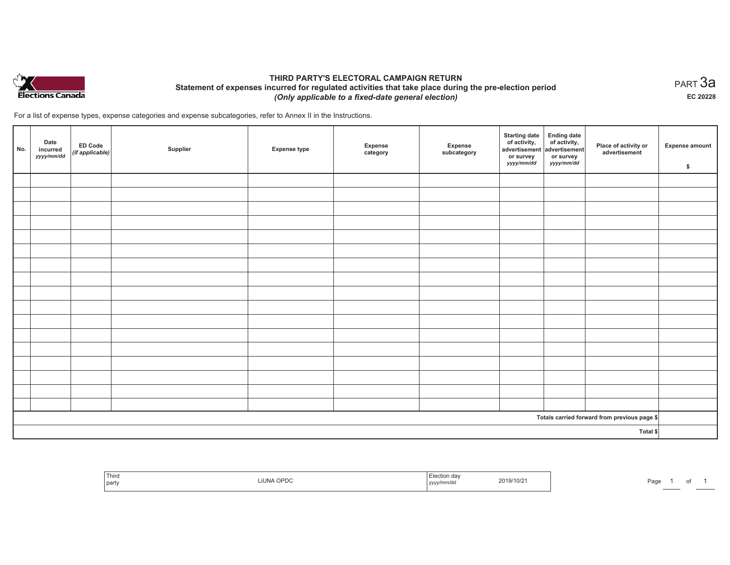Elections Canada

# THIRD PARTY'S ELECTORAL CAMPAIGN RETURN

## Statement of expenses incurred for regulated activities that take place during the pre-election period

***(Only applicable to a fixed-date general election)***

PART 3a

**EC 20228**

For a list of expense types, expense categories and expense subcategories, refer to Annex II in the Instructions.

| No. | Date incurred *yyyy/mm/dd* | ED Code *(if applicable)* | Supplier | Expense type | Expense category | Expense subcategory | Starting date of activity, advertisement or survey *yyyy/mm/dd* | Ending date of activity, advertisement or survey *yyyy/mm/dd* | Place of activity or advertisement | Expense amount $ |
|---|---|---|---|---|---|---|---|---|---|---|
| | | | | | | | | | | |
| | | | | | | | | | | |
| | | | | | | | | | | |
| | | | | | | | | | | |
| | | | | | | | | | | |
| | | | | | | | | | | |
| | | | | | | | | | | |
| | | | | | | | | | | |
| | | | | | | | | | | |
| | | | | | | | | | | |
| | | | | | | | | | | |
| | | | | | | | | | | |
| | | | | | | | | | | |
| | | | | | | | | | | |
| | | | | | | | | | | |
| | | | | | | | | | | |
| | | | | | | | | | | |
| **Totals carried forward from previous page $** | | | | | | | | | | |
| **Total $** | | | | | | | | | | |

| Third party | LiUNA OPDC | Election day *yyyy/mm/dd* | 2019/10/21 |
|---|---|---|---|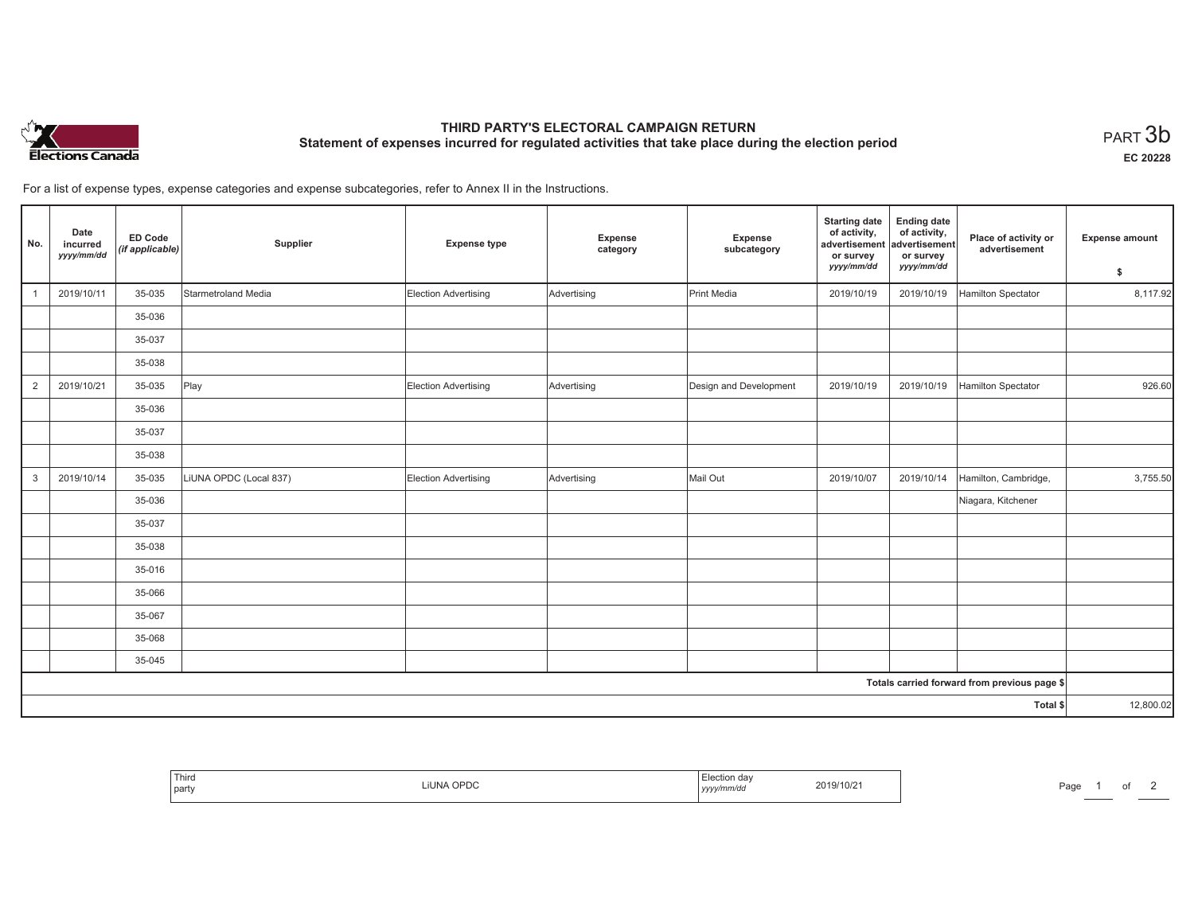# THIRD PARTY'S ELECTORAL CAMPAIGN RETURN

## Statement of expenses incurred for regulated activities that take place during the election period

PART 3b

EC 20228

For a list of expense types, expense categories and expense subcategories, refer to Annex II in the Instructions.

| No. | Date incurred *yyyy/mm/dd* | ED Code *(if applicable)* | Supplier | Expense type | Expense category | Expense subcategory | Starting date of activity, advertisement or survey *yyyy/mm/dd* | Ending date of activity, advertisement or survey *yyyy/mm/dd* | Place of activity or advertisement | Expense amount $ |
|---|---|---|---|---|---|---|---|---|---|---|
| 1 | 2019/10/11 | 35-035 | Starmetroland Media | Election Advertising | Advertising | Print Media | 2019/10/19 | 2019/10/19 | Hamilton Spectator | 8,117.92 |
| | | 35-036 | | | | | | | | |
| | | 35-037 | | | | | | | | |
| | | 35-038 | | | | | | | | |
| 2 | 2019/10/21 | 35-035 | Play | Election Advertising | Advertising | Design and Development | 2019/10/19 | 2019/10/19 | Hamilton Spectator | 926.60 |
| | | 35-036 | | | | | | | | |
| | | 35-037 | | | | | | | | |
| | | 35-038 | | | | | | | | |
| 3 | 2019/10/14 | 35-035 | LiUNA OPDC (Local 837) | Election Advertising | Advertising | Mail Out | 2019/10/07 | 2019/10/14 | Hamilton, Cambridge, | 3,755.50 |
| | | 35-036 | | | | | | | Niagara, Kitchener | |
| | | 35-037 | | | | | | | | |
| | | 35-038 | | | | | | | | |
| | | 35-016 | | | | | | | | |
| | | 35-066 | | | | | | | | |
| | | 35-067 | | | | | | | | |
| | | 35-068 | | | | | | | | |
| | | 35-045 | | | | | | | | |
| | | | | | | | | | Totals carried forward from previous page $ | |
| | | | | | | | | | Total $ | 12,800.02 |

| Third party | LiUNA OPDC | Election day *yyyy/mm/dd* | 2019/10/21 |
|---|---|---|---|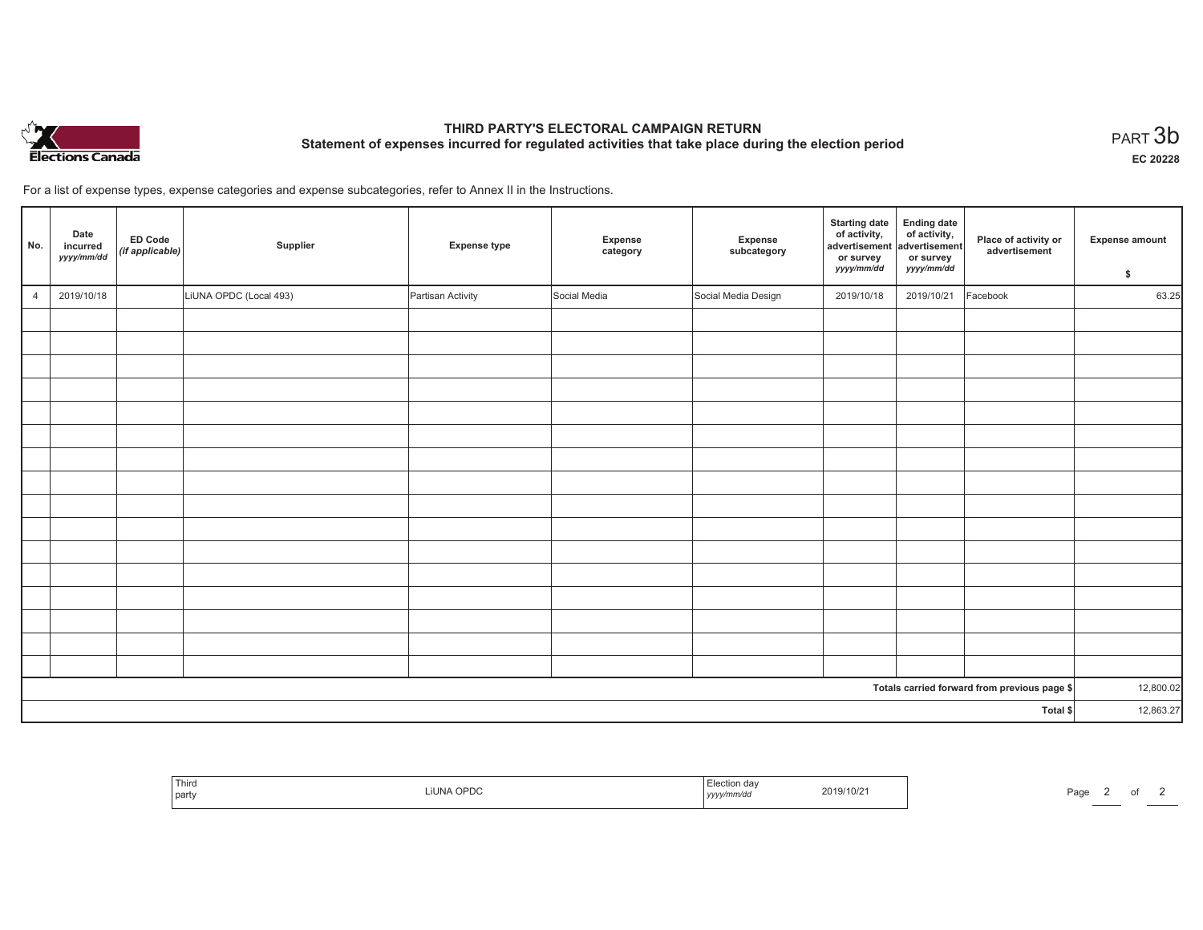Elections Canada

# THIRD PARTY'S ELECTORAL CAMPAIGN RETURN

## Statement of expenses incurred for regulated activities that take place during the election period

PART 3b

EC 20228

For a list of expense types, expense categories and expense subcategories, refer to Annex II in the Instructions.

| No. | Date incurred *yyyy/mm/dd* | ED Code *(if applicable)* | Supplier | Expense type | Expense category | Expense subcategory | Starting date of activity, advertisement or survey *yyyy/mm/dd* | Ending date of activity, advertisement or survey *yyyy/mm/dd* | Place of activity or advertisement | Expense amount $ |
|---|---|---|---|---|---|---|---|---|---|---|
| 4 | 2019/10/18 | | LiUNA OPDC (Local 493) | Partisan Activity | Social Media | Social Media Design | 2019/10/18 | 2019/10/21 | Facebook | 63.25 |
| | | | | | | | | | | |
| | | | | | | | | | | |
| | | | | | | | | | | |
| | | | | | | | | | | |
| | | | | | | | | | | |
| | | | | | | | | | | |
| | | | | | | | | | | |
| | | | | | | | | | | |
| | | | | | | | | | | |
| | | | | | | | | | | |
| | | | | | | | | | | |
| | | | | | | | | | | |
| | | | | | | | | | | |
| | | | | | | | | | | |
| | | | | | | | | | | |
| | | | | | | | | | | |
| | | | | | | | | | Totals carried forward from previous page $ | 12,800.02 |
| | | | | | | | | | Total $ | 12,863.27 |

| Third party | LiUNA OPDC | Election day *yyyy/mm/dd* | 2019/10/21 |
|---|---|---|---|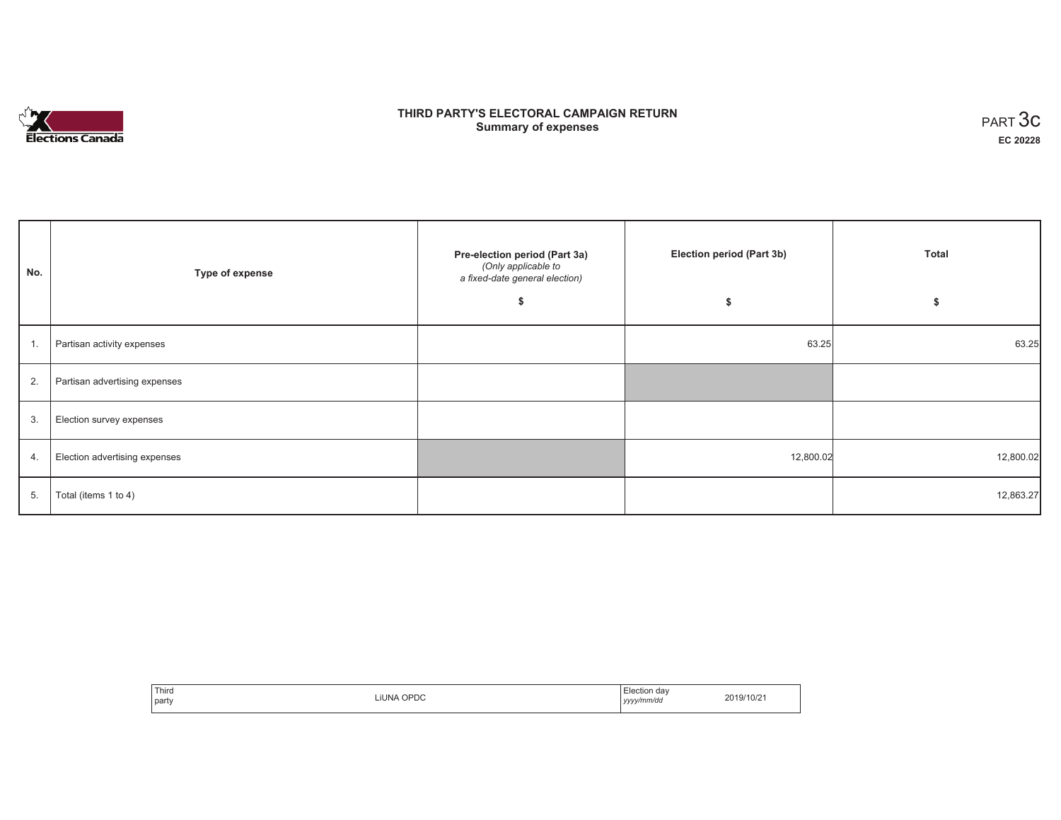# THIRD PARTY'S ELECTORAL CAMPAIGN RETURN
## Summary of expenses

PART 3c

**EC 20228**

| No. | Type of expense | Pre-election period (Part 3a) *(Only applicable to a fixed-date general election)* $ | Election period (Part 3b) $ | Total $ |
|---|---|---|---|---|
| 1. | Partisan activity expenses | | 63.25 | 63.25 |
| 2. | Partisan advertising expenses | | | |
| 3. | Election survey expenses | | | |
| 4. | Election advertising expenses | | 12,800.02 | 12,800.02 |
| 5. | Total (items 1 to 4) | | | 12,863.27 |

| Third party | LiUNA OPDC | Election day *yyyy/mm/dd* | 2019/10/21 |
|---|---|---|---|